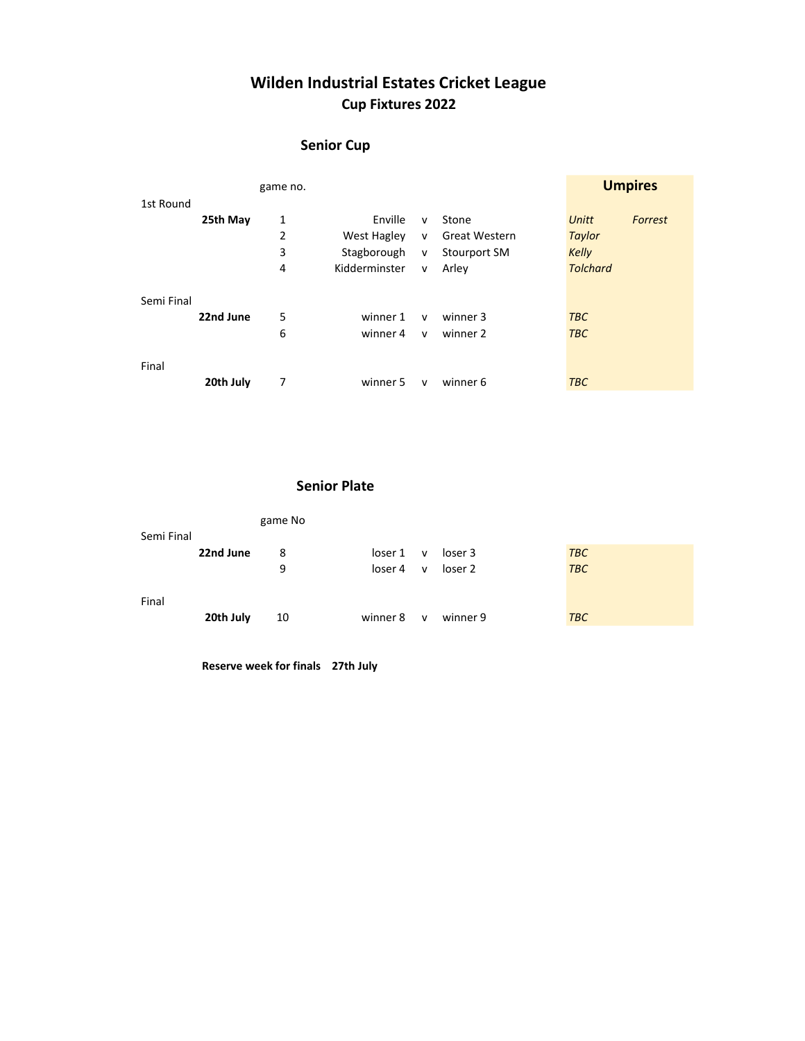# Wilden Industrial Estates Cricket League

## Cup Fixtures 2022

### Senior Cup

| Round | Date | game no. | Home | | Away | Umpires | |
|---|---|---|---|---|---|---|---|
| 1st Round | | | | | | | |
| | **25th May** | 1 | Enville | v | Stone | *Unitt* | *Forrest* |
| | | 2 | West Hagley | v | Great Western | *Taylor* | |
| | | 3 | Stagborough | v | Stourport SM | *Kelly* | |
| | | 4 | Kidderminster | v | Arley | *Tolchard* | |
| Semi Final | | | | | | | |
| | **22nd June** | 5 | winner 1 | v | winner 3 | *TBC* | |
| | | 6 | winner 4 | v | winner 2 | *TBC* | |
| Final | | | | | | | |
| | **20th July** | 7 | winner 5 | v | winner 6 | *TBC* | |

### Senior Plate

| Round | Date | game No | Home | | Away | Umpires |
|---|---|---|---|---|---|---|
| Semi Final | | | | | | |
| | **22nd June** | 8 | loser 1 | v | loser 3 | *TBC* |
| | | 9 | loser 4 | v | loser 2 | *TBC* |
| Final | | | | | | |
| | **20th July** | 10 | winner 8 | v | winner 9 | *TBC* |

**Reserve week for finals 27th July**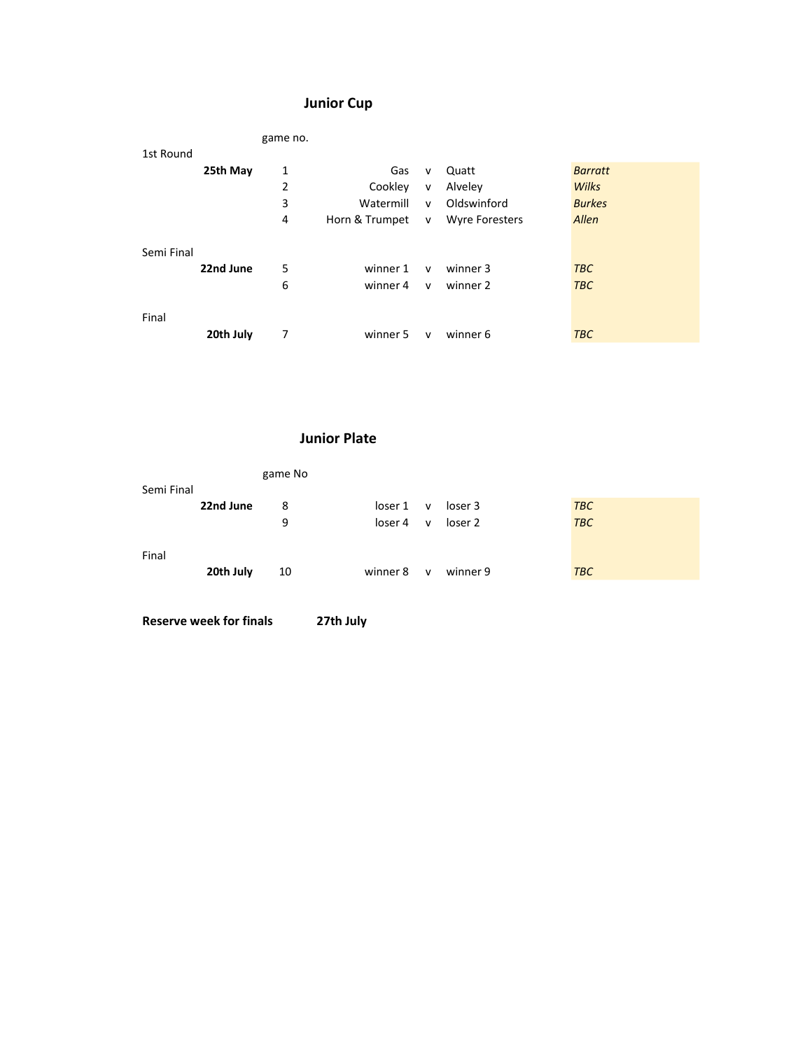## Junior Cup

| | | game no. | | | | |
|---|---|---|---|---|---|---|
| 1st Round | | | | | | |
| | **25th May** | 1 | Gas | v | Quatt | *Barratt* |
| | | 2 | Cookley | v | Alveley | *Wilks* |
| | | 3 | Watermill | v | Oldswinford | *Burkes* |
| | | 4 | Horn & Trumpet | v | Wyre Foresters | *Allen* |
| Semi Final | | | | | | |
| | **22nd June** | 5 | winner 1 | v | winner 3 | *TBC* |
| | | 6 | winner 4 | v | winner 2 | *TBC* |
| Final | | | | | | |
| | **20th July** | 7 | winner 5 | v | winner 6 | *TBC* |

## Junior Plate

| | | game No | | | | |
|---|---|---|---|---|---|---|
| Semi Final | | | | | | |
| | **22nd June** | 8 | loser 1 | v | loser 3 | *TBC* |
| | | 9 | loser 4 | v | loser 2 | *TBC* |
| Final | | | | | | |
| | **20th July** | 10 | winner 8 | v | winner 9 | *TBC* |

**Reserve week for finals** **27th July**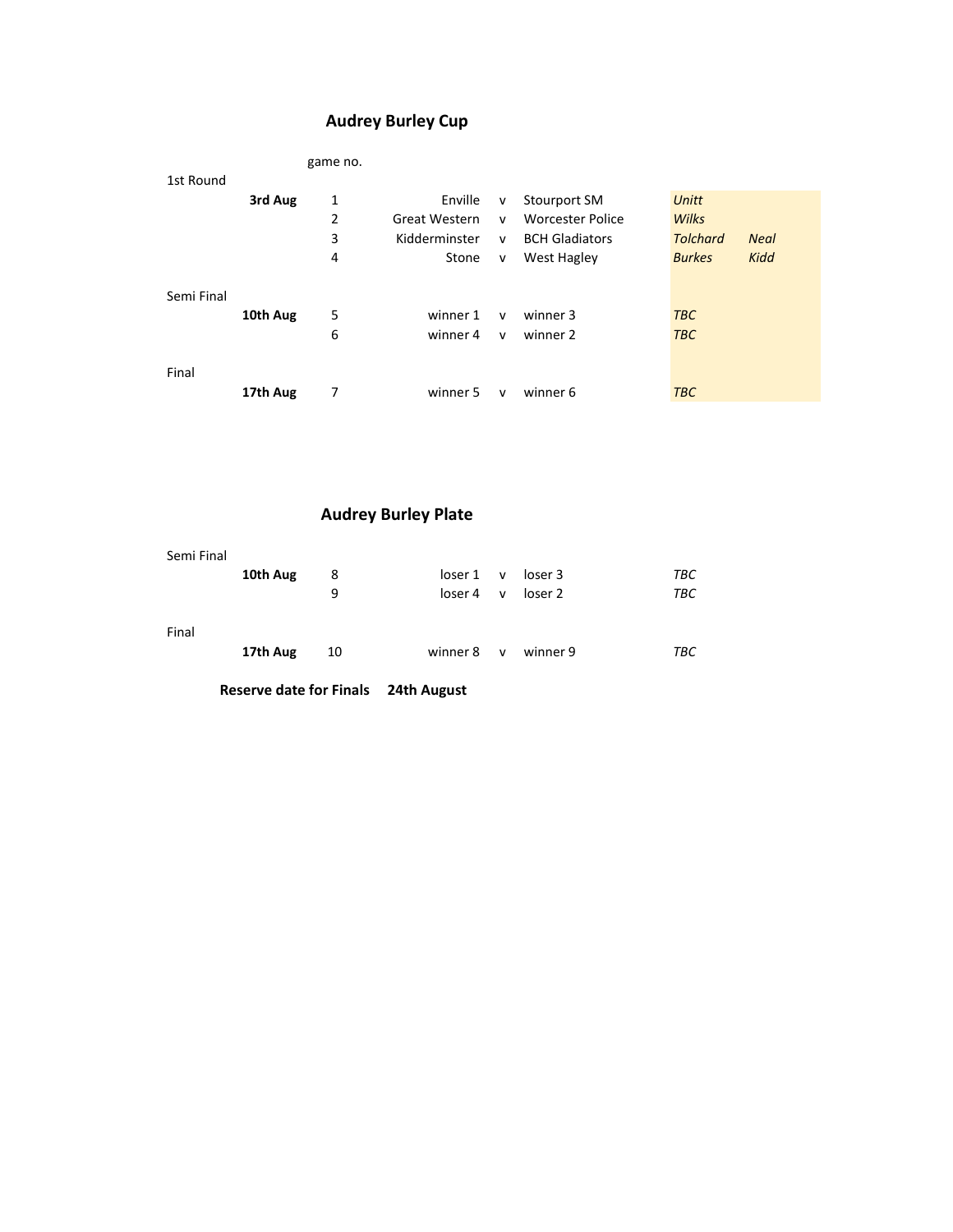## Audrey Burley Cup

| Round | Date | game no. | Home | | Away | | |
|---|---|---|---|---|---|---|---|
| 1st Round | | | | | | | |
| | **3rd Aug** | 1 | Enville | v | Stourport SM | *Unitt* | |
| | | 2 | Great Western | v | Worcester Police | *Wilks* | |
| | | 3 | Kidderminster | v | BCH Gladiators | *Tolchard* | *Neal* |
| | | 4 | Stone | v | West Hagley | *Burkes* | *Kidd* |
| Semi Final | | | | | | | |
| | **10th Aug** | 5 | winner 1 | v | winner 3 | *TBC* | |
| | | 6 | winner 4 | v | winner 2 | *TBC* | |
| Final | | | | | | | |
| | **17th Aug** | 7 | winner 5 | v | winner 6 | *TBC* | |

## Audrey Burley Plate

| Round | Date | game no. | Home | | Away | |
|---|---|---|---|---|---|---|
| Semi Final | | | | | | |
| | **10th Aug** | 8 | loser 1 | v | loser 3 | *TBC* |
| | | 9 | loser 4 | v | loser 2 | *TBC* |
| Final | | | | | | |
| | **17th Aug** | 10 | winner 8 | v | winner 9 | *TBC* |

**Reserve date for Finals** **24th August**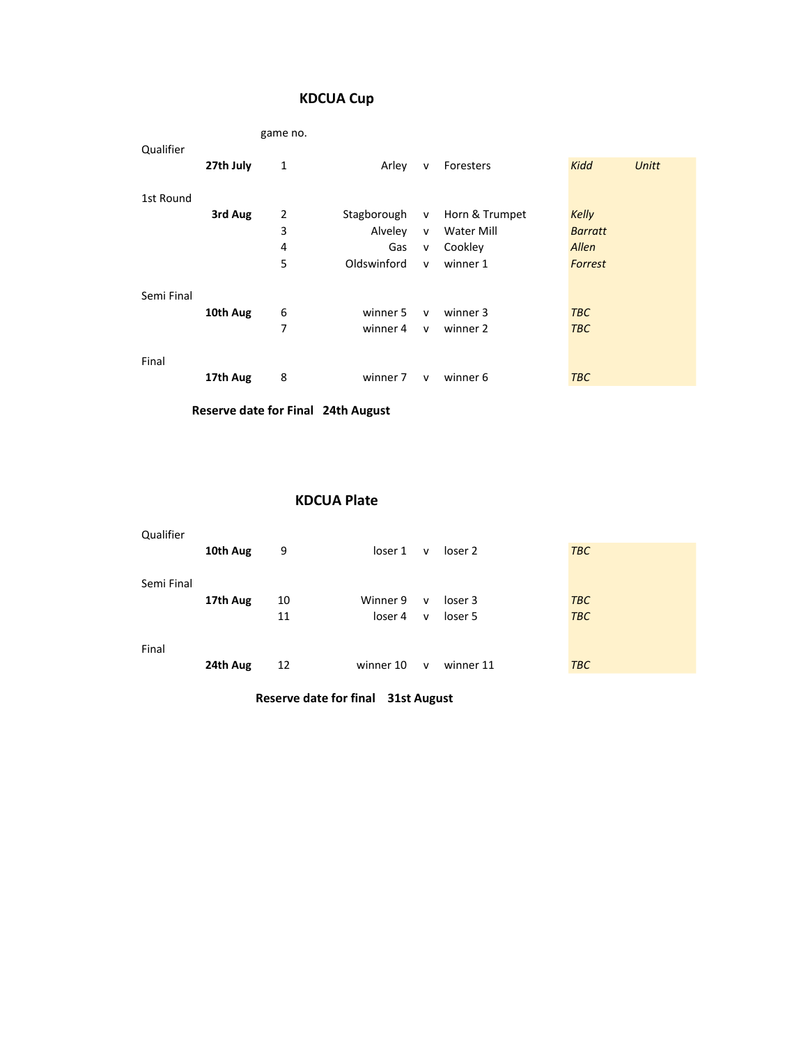## KDCUA Cup

| | | game no. | | | | | |
|---|---|---|---|---|---|---|---|
| Qualifier | | | | | | | |
| | **27th July** | 1 | Arley | v | Foresters | *Kidd* | *Unitt* |
| 1st Round | | | | | | | |
| | **3rd Aug** | 2 | Stagborough | v | Horn & Trumpet | *Kelly* | |
| | | 3 | Alveley | v | Water Mill | *Barratt* | |
| | | 4 | Gas | v | Cookley | *Allen* | |
| | | 5 | Oldswinford | v | winner 1 | *Forrest* | |
| Semi Final | | | | | | | |
| | **10th Aug** | 6 | winner 5 | v | winner 3 | *TBC* | |
| | | 7 | winner 4 | v | winner 2 | *TBC* | |
| Final | | | | | | | |
| | **17th Aug** | 8 | winner 7 | v | winner 6 | *TBC* | |

**Reserve date for Final 24th August**

## KDCUA Plate

| | | | | | | |
|---|---|---|---|---|---|---|
| Qualifier | | | | | | |
| | **10th Aug** | 9 | loser 1 | v | loser 2 | *TBC* |
| Semi Final | | | | | | |
| | **17th Aug** | 10 | Winner 9 | v | loser 3 | *TBC* |
| | | 11 | loser 4 | v | loser 5 | *TBC* |
| Final | | | | | | |
| | **24th Aug** | 12 | winner 10 | v | winner 11 | *TBC* |

**Reserve date for final 31st August**